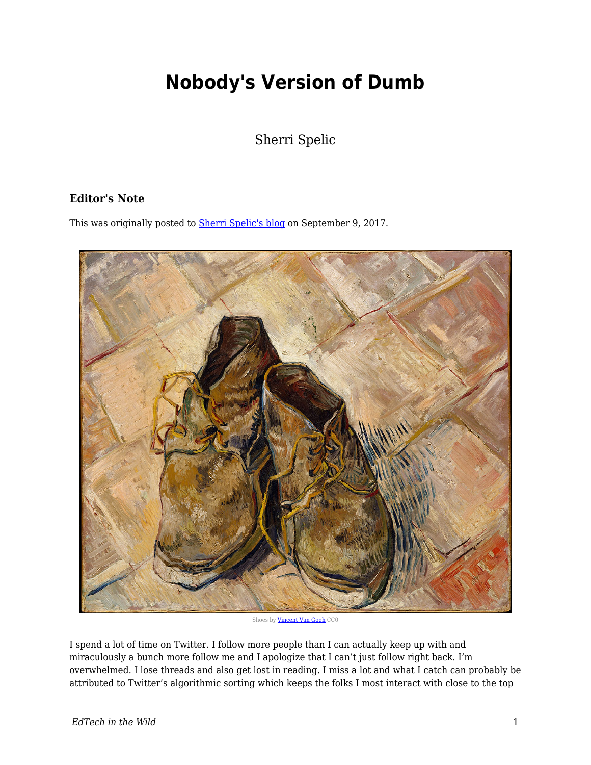# Nobody's Version of Dumb

Sherri Spelic

### Editor's Note

This was originally posted to Sherri Spelic's blog on September 9, 2017.

Shoes by Vincent Van Gogh CC0

I spend a lot of time on Twitter. I follow more people than I can actually keep up with and miraculously a bunch more follow me and I apologize that I can't just follow right back. I'm overwhelmed. I lose threads and also get lost in reading. I miss a lot and what I catch can probably be attributed to Twitter's algorithmic sorting which keeps the folks I most interact with close to the top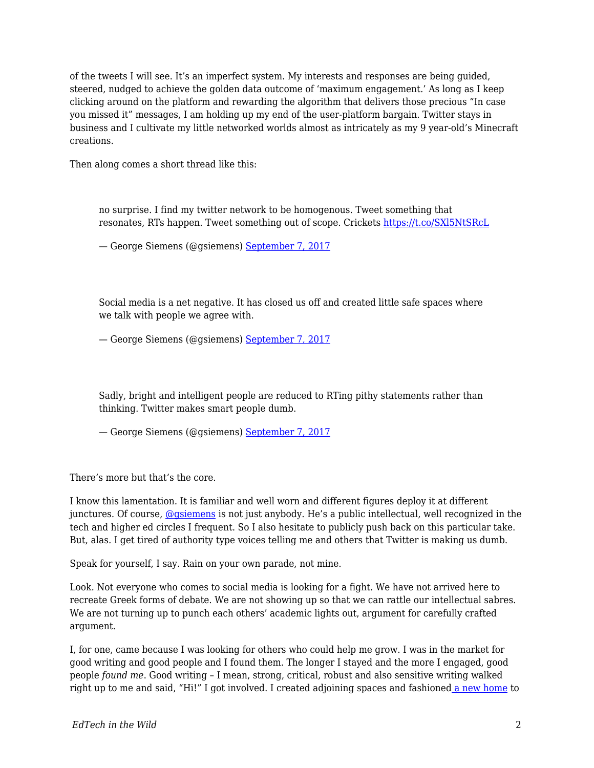of the tweets I will see. It's an imperfect system. My interests and responses are being guided, steered, nudged to achieve the golden data outcome of 'maximum engagement.' As long as I keep clicking around on the platform and rewarding the algorithm that delivers those precious "In case you missed it" messages, I am holding up my end of the user-platform bargain. Twitter stays in business and I cultivate my little networked worlds almost as intricately as my 9 year-old's Minecraft creations.

Then along comes a short thread like this:

> no surprise. I find my twitter network to be homogenous. Tweet something that resonates, RTs happen. Tweet something out of scope. Crickets [https://t.co/SXl5NtSRcL](https://t.co/SXl5NtSRcL)
>
> — George Siemens (@gsiemens) [September 7, 2017]()

> Social media is a net negative. It has closed us off and created little safe spaces where we talk with people we agree with.
>
> — George Siemens (@gsiemens) [September 7, 2017]()

> Sadly, bright and intelligent people are reduced to RTing pithy statements rather than thinking. Twitter makes smart people dumb.
>
> — George Siemens (@gsiemens) [September 7, 2017]()

There's more but that's the core.

I know this lamentation. It is familiar and well worn and different figures deploy it at different junctures. Of course, [@gsiemens]() is not just anybody. He's a public intellectual, well recognized in the tech and higher ed circles I frequent. So I also hesitate to publicly push back on this particular take. But, alas. I get tired of authority type voices telling me and others that Twitter is making us dumb.

Speak for yourself, I say. Rain on your own parade, not mine.

Look. Not everyone who comes to social media is looking for a fight. We have not arrived here to recreate Greek forms of debate. We are not showing up so that we can rattle our intellectual sabres. We are not turning up to punch each others' academic lights out, argument for carefully crafted argument.

I, for one, came because I was looking for others who could help me grow. I was in the market for good writing and good people and I found them. The longer I stayed and the more I engaged, good people *found me*. Good writing – I mean, strong, critical, robust and also sensitive writing walked right up to me and said, "Hi!" I got involved. I created adjoining spaces and fashioned [a new home]() to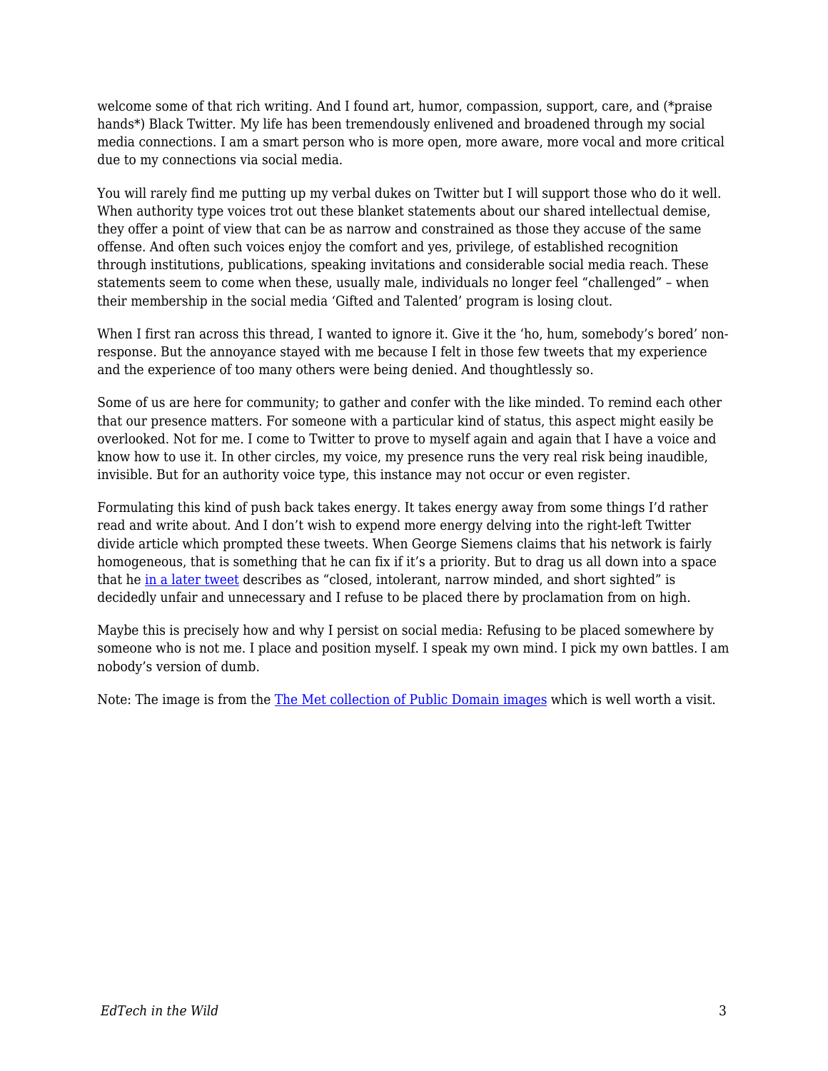welcome some of that rich writing. And I found art, humor, compassion, support, care, and (*praise hands*) Black Twitter. My life has been tremendously enlivened and broadened through my social media connections. I am a smart person who is more open, more aware, more vocal and more critical due to my connections via social media.

You will rarely find me putting up my verbal dukes on Twitter but I will support those who do it well. When authority type voices trot out these blanket statements about our shared intellectual demise, they offer a point of view that can be as narrow and constrained as those they accuse of the same offense. And often such voices enjoy the comfort and yes, privilege, of established recognition through institutions, publications, speaking invitations and considerable social media reach. These statements seem to come when these, usually male, individuals no longer feel "challenged" – when their membership in the social media 'Gifted and Talented' program is losing clout.

When I first ran across this thread, I wanted to ignore it. Give it the 'ho, hum, somebody's bored' non-response. But the annoyance stayed with me because I felt in those few tweets that my experience and the experience of too many others were being denied. And thoughtlessly so.

Some of us are here for community; to gather and confer with the like minded. To remind each other that our presence matters. For someone with a particular kind of status, this aspect might easily be overlooked. Not for me. I come to Twitter to prove to myself again and again that I have a voice and know how to use it. In other circles, my voice, my presence runs the very real risk being inaudible, invisible. But for an authority voice type, this instance may not occur or even register.

Formulating this kind of push back takes energy. It takes energy away from some things I'd rather read and write about. And I don't wish to expend more energy delving into the right-left Twitter divide article which prompted these tweets. When George Siemens claims that his network is fairly homogeneous, that is something that he can fix if it's a priority. But to drag us all down into a space that he in a later tweet describes as "closed, intolerant, narrow minded, and short sighted" is decidedly unfair and unnecessary and I refuse to be placed there by proclamation from on high.

Maybe this is precisely how and why I persist on social media: Refusing to be placed somewhere by someone who is not me. I place and position myself. I speak my own mind. I pick my own battles. I am nobody's version of dumb.

Note: The image is from the The Met collection of Public Domain images which is well worth a visit.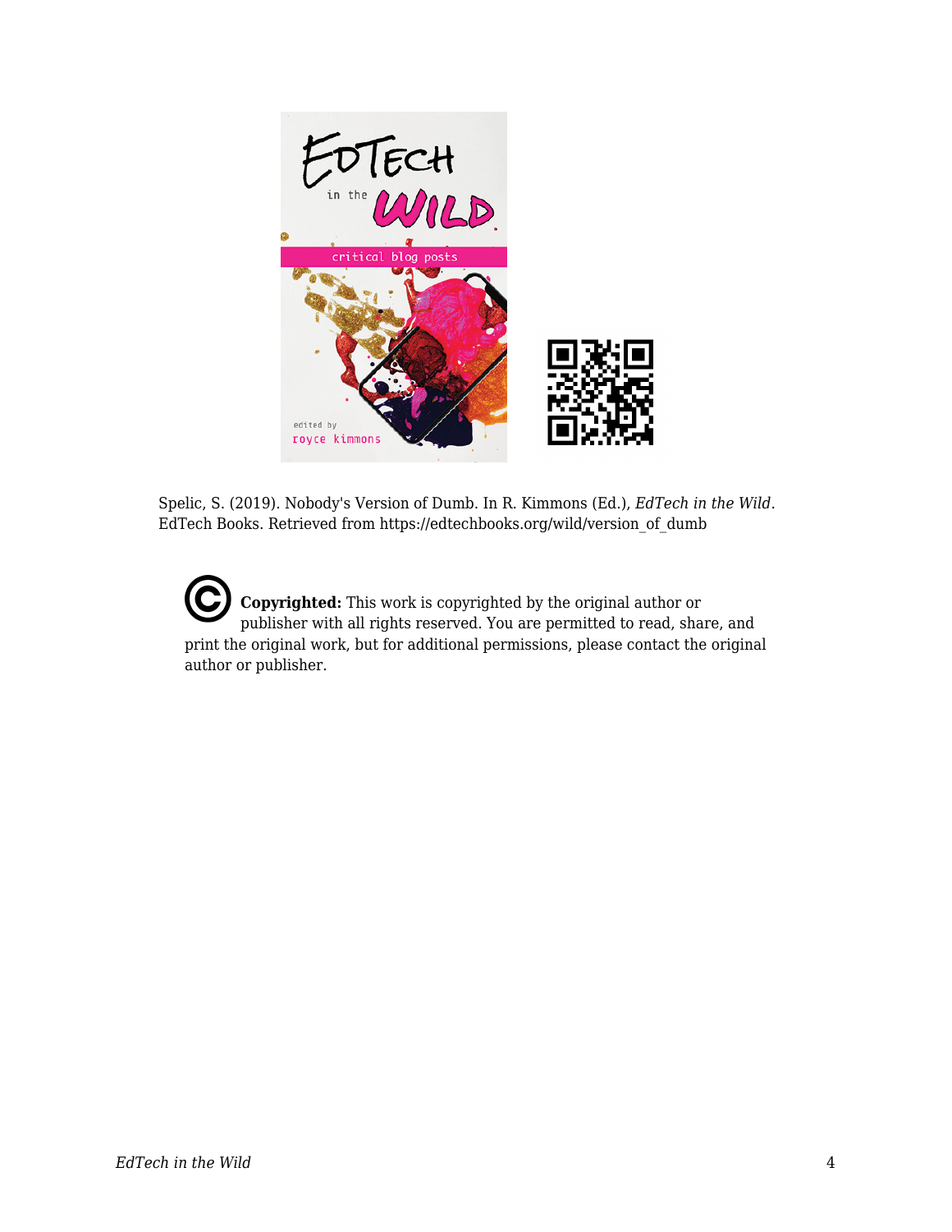Spelic, S. (2019). Nobody's Version of Dumb. In R. Kimmons (Ed.), *EdTech in the Wild*. EdTech Books. Retrieved from https://edtechbooks.org/wild/version_of_dumb

**Copyrighted:** This work is copyrighted by the original author or publisher with all rights reserved. You are permitted to read, share, and print the original work, but for additional permissions, please contact the original author or publisher.